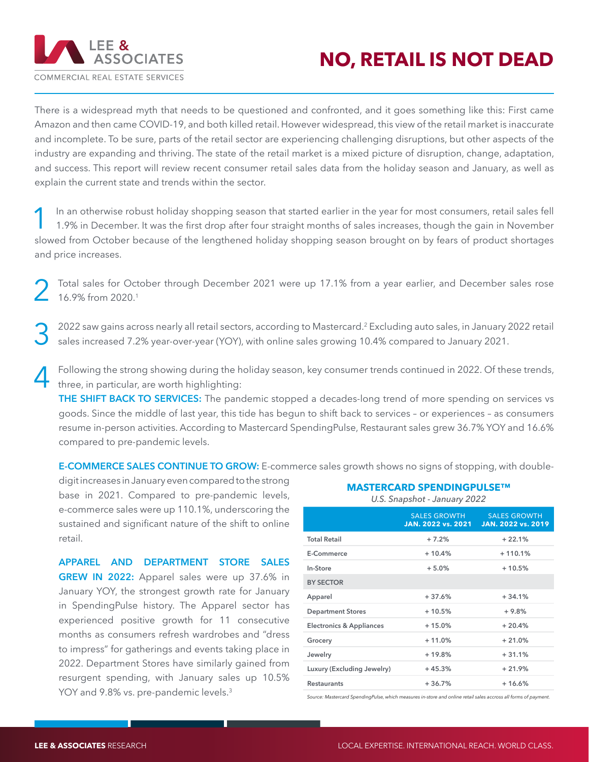# NO, RETAIL IS NOT DEAD

There is a widespread myth that needs to be questioned and confronted, and it goes something like this: First came Amazon and then came COVID-19, and both killed retail. However widespread, this view of the retail market is inaccurate and incomplete. To be sure, parts of the retail sector are experiencing challenging disruptions, but other aspects of the industry are expanding and thriving. The state of the retail market is a mixed picture of disruption, change, adaptation, and success. This report will review recent consumer retail sales data from the holiday season and January, as well as explain the current state and trends within the sector.

1. In an otherwise robust holiday shopping season that started earlier in the year for most consumers, retail sales fell 1.9% in December. It was the first drop after four straight months of sales increases, though the gain in November slowed from October because of the lengthened holiday shopping season brought on by fears of product shortages and price increases.

2. Total sales for October through December 2021 were up 17.1% from a year earlier, and December sales rose 16.9% from 2020.[1]

3. 2022 saw gains across nearly all retail sectors, according to Mastercard.[2] Excluding auto sales, in January 2022 retail sales increased 7.2% year-over-year (YOY), with online sales growing 10.4% compared to January 2021.

4. Following the strong showing during the holiday season, key consumer trends continued in 2022. Of these trends, three, in particular, are worth highlighting:

   **THE SHIFT BACK TO SERVICES:** The pandemic stopped a decades-long trend of more spending on services vs goods. Since the middle of last year, this tide has begun to shift back to services – or experiences – as consumers resume in-person activities. According to Mastercard SpendingPulse, Restaurant sales grew 36.7% YOY and 16.6% compared to pre-pandemic levels.

   **E-COMMERCE SALES CONTINUE TO GROW:** E-commerce sales growth shows no signs of stopping, with double-digit increases in January even compared to the strong base in 2021. Compared to pre-pandemic levels, e-commerce sales were up 110.1%, underscoring the sustained and significant nature of the shift to online retail.

   **APPAREL AND DEPARTMENT STORE SALES GREW IN 2022:** Apparel sales were up 37.6% in January YOY, the strongest growth rate for January in SpendingPulse history. The Apparel sector has experienced positive growth for 11 consecutive months as consumers refresh wardrobes and "dress to impress" for gatherings and events taking place in 2022. Department Stores have similarly gained from resurgent spending, with January sales up 10.5% YOY and 9.8% vs. pre-pandemic levels.[3]

**MASTERCARD SPENDINGPULSE™**

*U.S. Snapshot - January 2022*

| | SALES GROWTH JAN. 2022 vs. 2021 | SALES GROWTH JAN. 2022 vs. 2019 |
|---|---|---|
| Total Retail | + 7.2% | + 22.1% |
| E-Commerce | + 10.4% | + 110.1% |
| In-Store | + 5.0% | + 10.5% |
| BY SECTOR | | |
| Apparel | + 37.6% | + 34.1% |
| Department Stores | + 10.5% | + 9.8% |
| Electronics & Appliances | + 15.0% | + 20.4% |
| Grocery | + 11.0% | + 21.0% |
| Jewelry | + 19.8% | + 31.1% |
| Luxury (Excluding Jewelry) | + 45.3% | + 21.9% |
| Restaurants | + 36.7% | + 16.6% |

*Source: Mastercard SpendingPulse, which measures in-store and online retail sales accross all forms of payment.*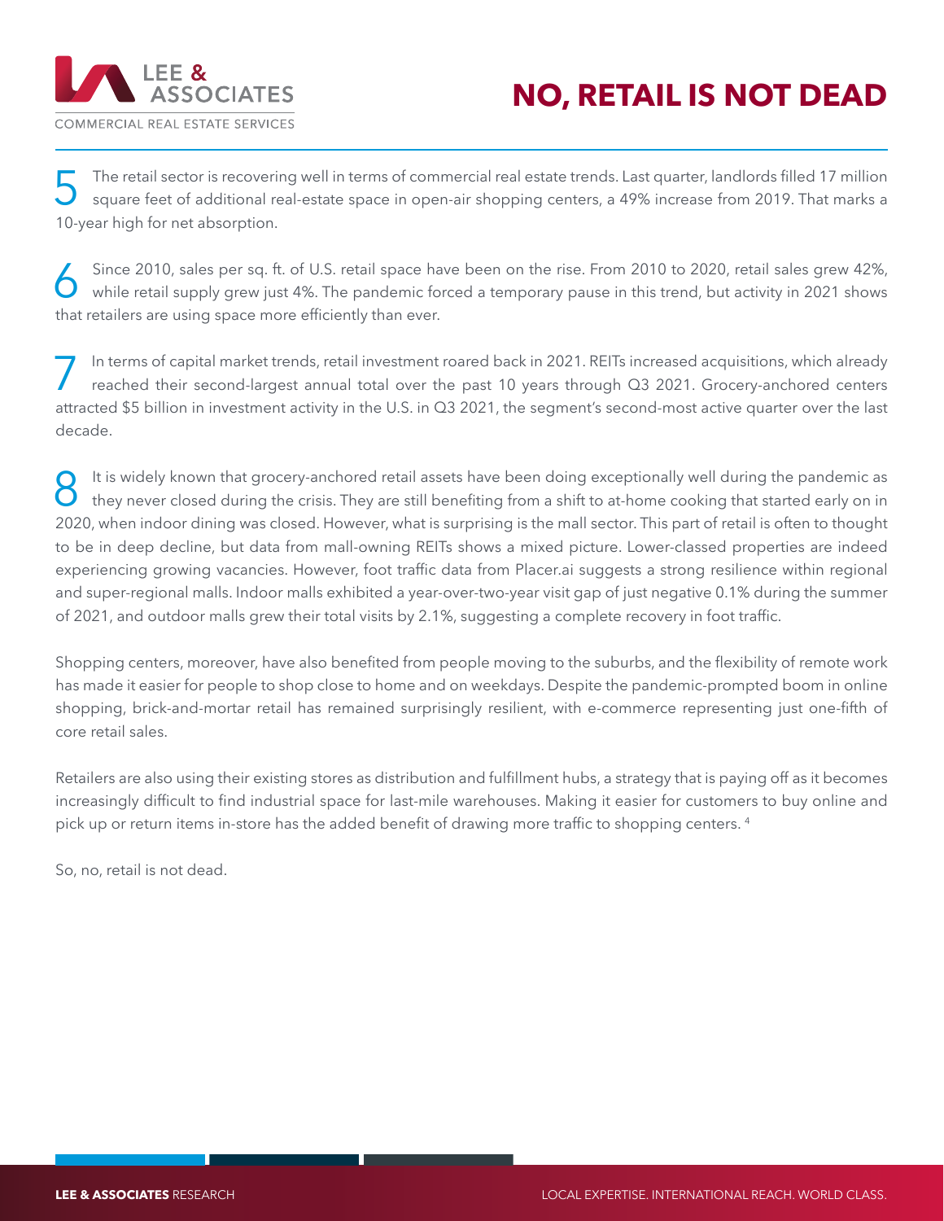5 The retail sector is recovering well in terms of commercial real estate trends. Last quarter, landlords filled 17 million square feet of additional real-estate space in open-air shopping centers, a 49% increase from 2019. That marks a 10-year high for net absorption.

6 Since 2010, sales per sq. ft. of U.S. retail space have been on the rise. From 2010 to 2020, retail sales grew 42%, while retail supply grew just 4%. The pandemic forced a temporary pause in this trend, but activity in 2021 shows that retailers are using space more efficiently than ever.

7 In terms of capital market trends, retail investment roared back in 2021. REITs increased acquisitions, which already reached their second-largest annual total over the past 10 years through Q3 2021. Grocery-anchored centers attracted $5 billion in investment activity in the U.S. in Q3 2021, the segment's second-most active quarter over the last decade.

8 It is widely known that grocery-anchored retail assets have been doing exceptionally well during the pandemic as they never closed during the crisis. They are still benefiting from a shift to at-home cooking that started early on in 2020, when indoor dining was closed. However, what is surprising is the mall sector. This part of retail is often to thought to be in deep decline, but data from mall-owning REITs shows a mixed picture. Lower-classed properties are indeed experiencing growing vacancies. However, foot traffic data from Placer.ai suggests a strong resilience within regional and super-regional malls. Indoor malls exhibited a year-over-two-year visit gap of just negative 0.1% during the summer of 2021, and outdoor malls grew their total visits by 2.1%, suggesting a complete recovery in foot traffic.

Shopping centers, moreover, have also benefited from people moving to the suburbs, and the flexibility of remote work has made it easier for people to shop close to home and on weekdays. Despite the pandemic-prompted boom in online shopping, brick-and-mortar retail has remained surprisingly resilient, with e-commerce representing just one-fifth of core retail sales.

Retailers are also using their existing stores as distribution and fulfillment hubs, a strategy that is paying off as it becomes increasingly difficult to find industrial space for last-mile warehouses. Making it easier for customers to buy online and pick up or return items in-store has the added benefit of drawing more traffic to shopping centers. [4]

So, no, retail is not dead.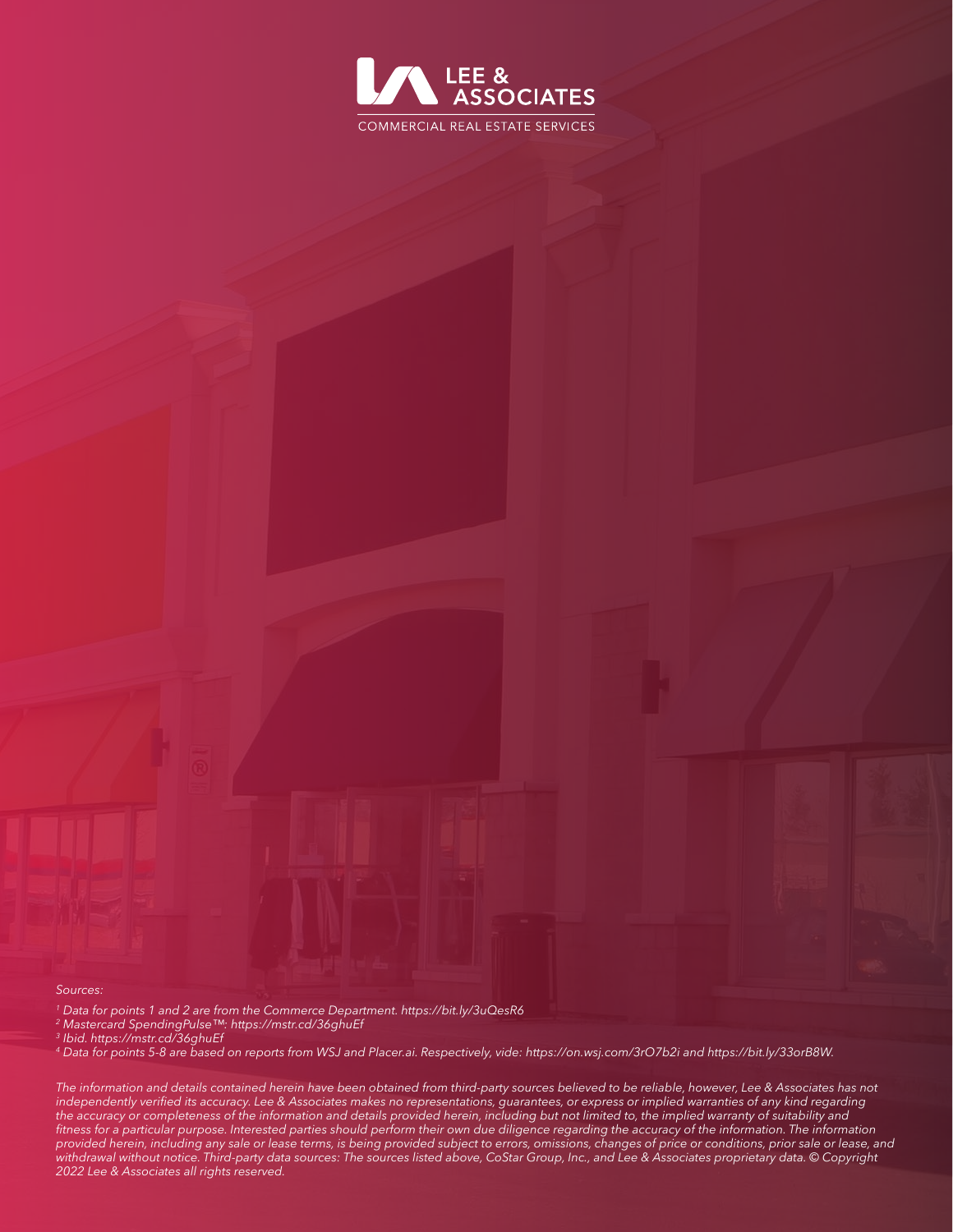LEE & ASSOCIATES

COMMERCIAL REAL ESTATE SERVICES

*Sources:*

*[1] Data for points 1 and 2 are from the Commerce Department. https://bit.ly/3uQesR6*

*[2] Mastercard SpendingPulse™: https://mstr.cd/36ghuEf*

*[3] Ibid. https://mstr.cd/36ghuEf*

*[4] Data for points 5-8 are based on reports from WSJ and Placer.ai. Respectively, vide: https://on.wsj.com/3rO7b2i and https://bit.ly/33orB8W.*

*The information and details contained herein have been obtained from third-party sources believed to be reliable, however, Lee & Associates has not independently verified its accuracy. Lee & Associates makes no representations, guarantees, or express or implied warranties of any kind regarding the accuracy or completeness of the information and details provided herein, including but not limited to, the implied warranty of suitability and fitness for a particular purpose. Interested parties should perform their own due diligence regarding the accuracy of the information. The information provided herein, including any sale or lease terms, is being provided subject to errors, omissions, changes of price or conditions, prior sale or lease, and withdrawal without notice. Third-party data sources: The sources listed above, CoStar Group, Inc., and Lee & Associates proprietary data. © Copyright 2022 Lee & Associates all rights reserved.*